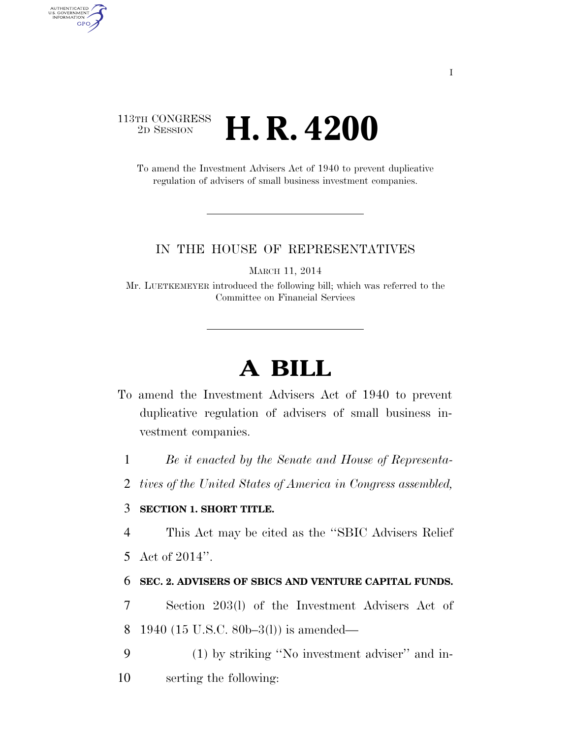113TH CONGRESS
2D SESSION

# H. R. 4200

To amend the Investment Advisers Act of 1940 to prevent duplicative regulation of advisers of small business investment companies.

IN THE HOUSE OF REPRESENTATIVES

MARCH 11, 2014

Mr. LUETKEMEYER introduced the following bill; which was referred to the Committee on Financial Services

# A BILL

To amend the Investment Advisers Act of 1940 to prevent duplicative regulation of advisers of small business investment companies.

1 *Be it enacted by the Senate and House of Representa-*
2 *tives of the United States of America in Congress assembled,*

3 **SECTION 1. SHORT TITLE.**

4 This Act may be cited as the ''SBIC Advisers Relief
5 Act of 2014''.

6 **SEC. 2. ADVISERS OF SBICS AND VENTURE CAPITAL FUNDS.**

7 Section 203(l) of the Investment Advisers Act of
8 1940 (15 U.S.C. 80b–3(l)) is amended—

9 (1) by striking ''No investment adviser'' and in-
10 serting the following: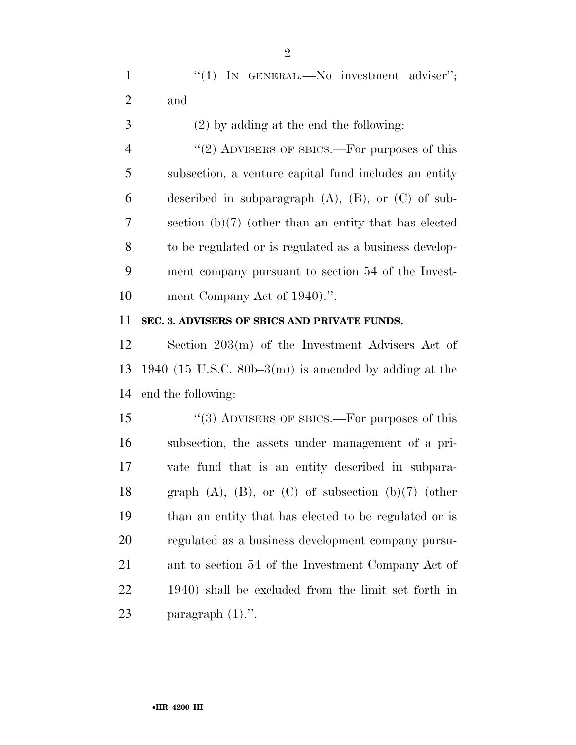"(1) IN GENERAL.—No investment adviser"; and

(2) by adding at the end the following:

"(2) ADVISERS OF SBICS.—For purposes of this subsection, a venture capital fund includes an entity described in subparagraph (A), (B), or (C) of subsection (b)(7) (other than an entity that has elected to be regulated or is regulated as a business development company pursuant to section 54 of the Investment Company Act of 1940).".

**SEC. 3. ADVISERS OF SBICS AND PRIVATE FUNDS.**

Section 203(m) of the Investment Advisers Act of 1940 (15 U.S.C. 80b–3(m)) is amended by adding at the end the following:

"(3) ADVISERS OF SBICS.—For purposes of this subsection, the assets under management of a private fund that is an entity described in subparagraph (A), (B), or (C) of subsection (b)(7) (other than an entity that has elected to be regulated or is regulated as a business development company pursuant to section 54 of the Investment Company Act of 1940) shall be excluded from the limit set forth in paragraph (1).".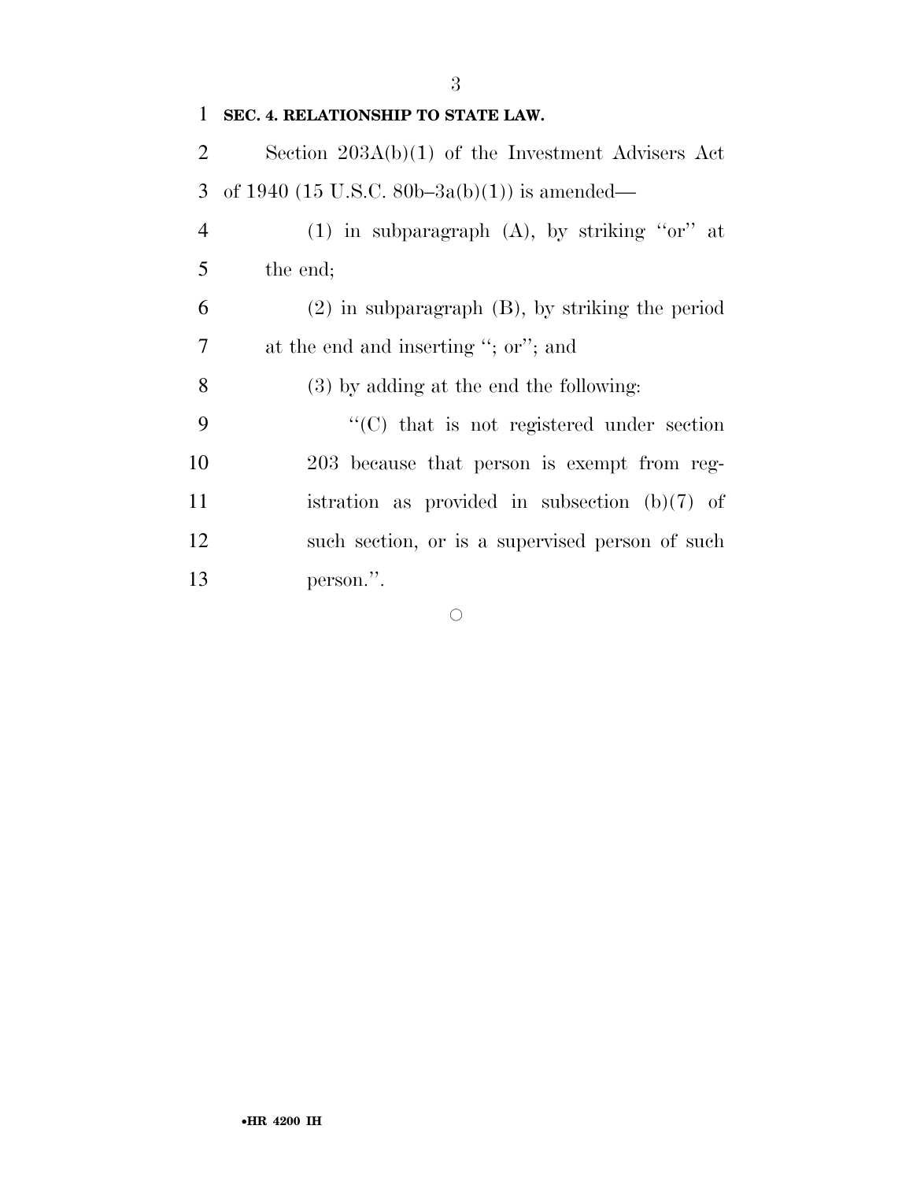**SEC. 4. RELATIONSHIP TO STATE LAW.**

Section 203A(b)(1) of the Investment Advisers Act of 1940 (15 U.S.C. 80b–3a(b)(1)) is amended—

(1) in subparagraph (A), by striking "or" at the end;

(2) in subparagraph (B), by striking the period at the end and inserting "; or"; and

(3) by adding at the end the following:

"(C) that is not registered under section 203 because that person is exempt from registration as provided in subsection (b)(7) of such section, or is a supervised person of such person.".